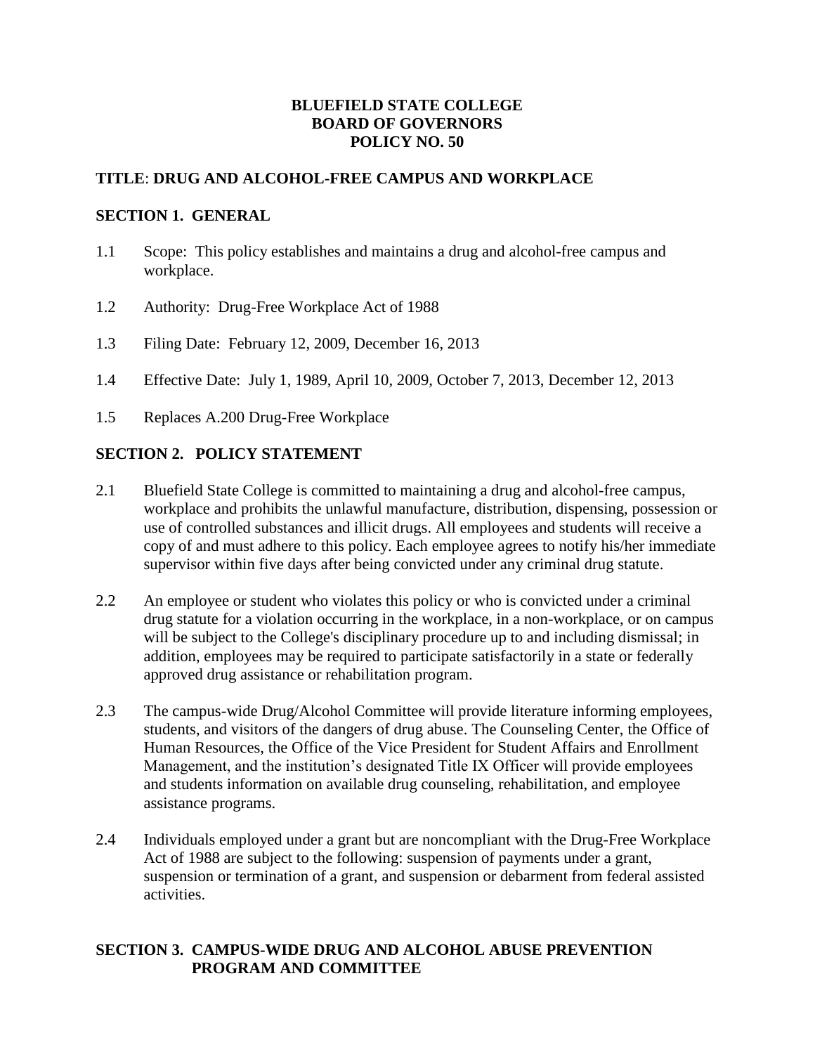**BLUEFIELD STATE COLLEGE**
**BOARD OF GOVERNORS**
**POLICY NO. 50**

## TITLE: DRUG AND ALCOHOL-FREE CAMPUS AND WORKPLACE

## SECTION 1. GENERAL

1.1 Scope: This policy establishes and maintains a drug and alcohol-free campus and workplace.

1.2 Authority: Drug-Free Workplace Act of 1988

1.3 Filing Date: February 12, 2009, December 16, 2013

1.4 Effective Date: July 1, 1989, April 10, 2009, October 7, 2013, December 12, 2013

1.5 Replaces A.200 Drug-Free Workplace

## SECTION 2. POLICY STATEMENT

2.1 Bluefield State College is committed to maintaining a drug and alcohol-free campus, workplace and prohibits the unlawful manufacture, distribution, dispensing, possession or use of controlled substances and illicit drugs. All employees and students will receive a copy of and must adhere to this policy. Each employee agrees to notify his/her immediate supervisor within five days after being convicted under any criminal drug statute.

2.2 An employee or student who violates this policy or who is convicted under a criminal drug statute for a violation occurring in the workplace, in a non-workplace, or on campus will be subject to the College's disciplinary procedure up to and including dismissal; in addition, employees may be required to participate satisfactorily in a state or federally approved drug assistance or rehabilitation program.

2.3 The campus-wide Drug/Alcohol Committee will provide literature informing employees, students, and visitors of the dangers of drug abuse. The Counseling Center, the Office of Human Resources, the Office of the Vice President for Student Affairs and Enrollment Management, and the institution's designated Title IX Officer will provide employees and students information on available drug counseling, rehabilitation, and employee assistance programs.

2.4 Individuals employed under a grant but are noncompliant with the Drug-Free Workplace Act of 1988 are subject to the following: suspension of payments under a grant, suspension or termination of a grant, and suspension or debarment from federal assisted activities.

## SECTION 3. CAMPUS-WIDE DRUG AND ALCOHOL ABUSE PREVENTION PROGRAM AND COMMITTEE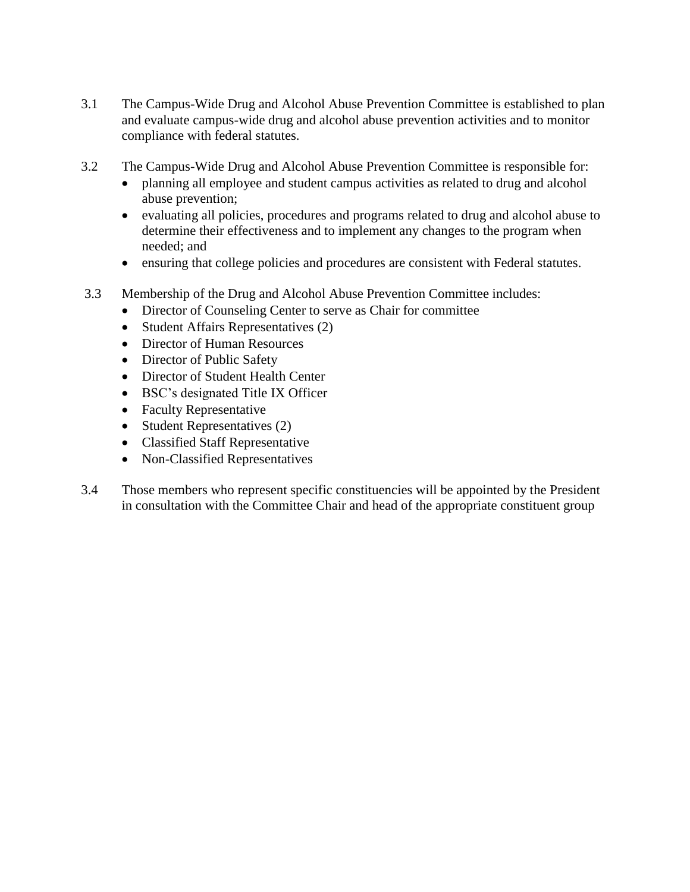3.1 The Campus-Wide Drug and Alcohol Abuse Prevention Committee is established to plan and evaluate campus-wide drug and alcohol abuse prevention activities and to monitor compliance with federal statutes.

3.2 The Campus-Wide Drug and Alcohol Abuse Prevention Committee is responsible for:

- planning all employee and student campus activities as related to drug and alcohol abuse prevention;
- evaluating all policies, procedures and programs related to drug and alcohol abuse to determine their effectiveness and to implement any changes to the program when needed; and
- ensuring that college policies and procedures are consistent with Federal statutes.

3.3 Membership of the Drug and Alcohol Abuse Prevention Committee includes:

- Director of Counseling Center to serve as Chair for committee
- Student Affairs Representatives (2)
- Director of Human Resources
- Director of Public Safety
- Director of Student Health Center
- BSC's designated Title IX Officer
- Faculty Representative
- Student Representatives (2)
- Classified Staff Representative
- Non-Classified Representatives

3.4 Those members who represent specific constituencies will be appointed by the President in consultation with the Committee Chair and head of the appropriate constituent group